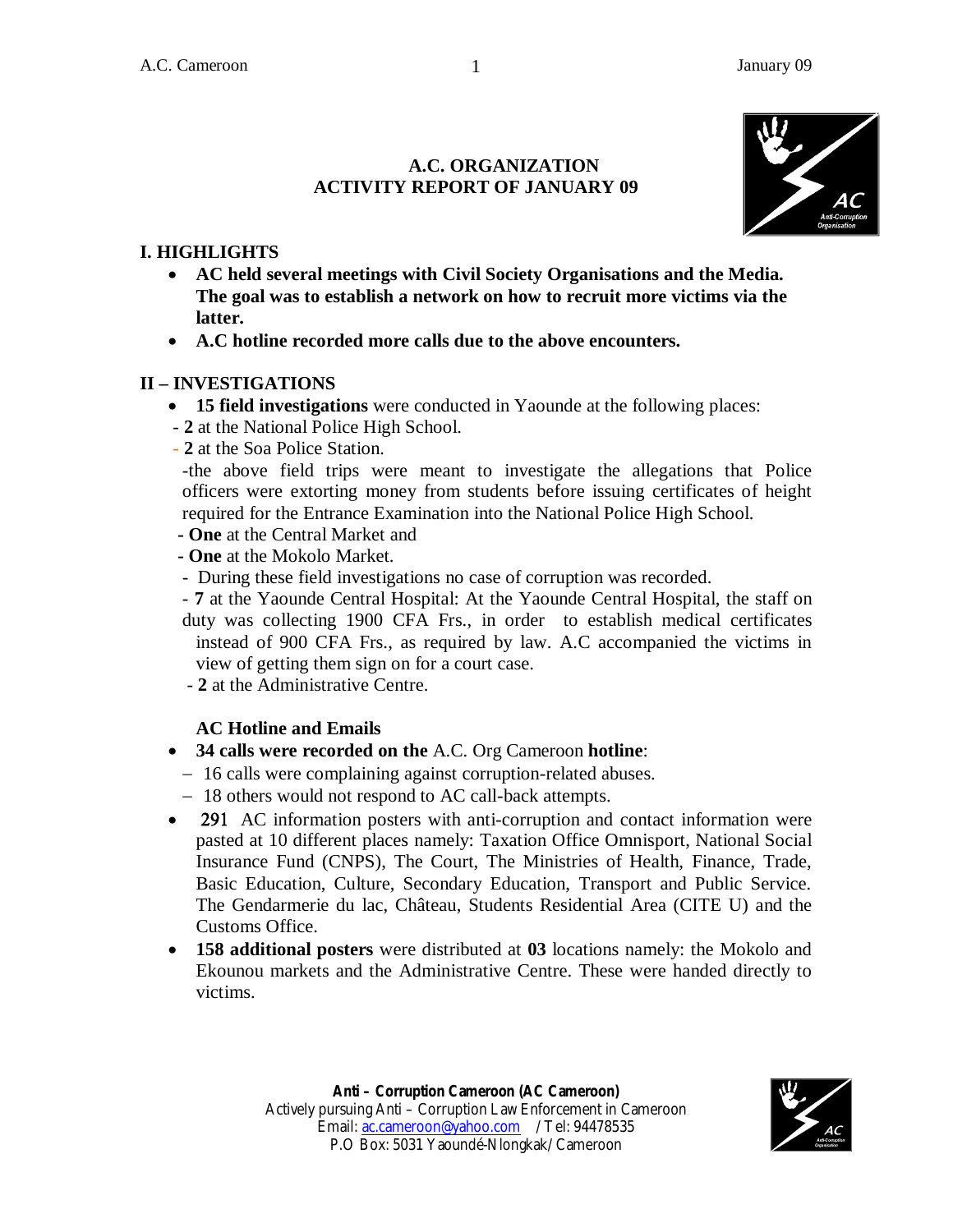# A.C. ORGANIZATION
# ACTIVITY REPORT OF JANUARY 09

## I. HIGHLIGHTS

- **AC held several meetings with Civil Society Organisations and the Media. The goal was to establish a network on how to recruit more victims via the latter.**
- **A.C hotline recorded more calls due to the above encounters.**

## II – INVESTIGATIONS

- **15 field investigations** were conducted in Yaounde at the following places:

- **2** at the National Police High School.
- **2** at the Soa Police Station.

-the above field trips were meant to investigate the allegations that Police officers were extorting money from students before issuing certificates of height required for the Entrance Examination into the National Police High School.

- **One** at the Central Market and
- **One** at the Mokolo Market.
- During these field investigations no case of corruption was recorded.
- **7** at the Yaounde Central Hospital: At the Yaounde Central Hospital, the staff on duty was collecting 1900 CFA Frs., in order to establish medical certificates instead of 900 CFA Frs., as required by law. A.C accompanied the victims in view of getting them sign on for a court case.
- **2** at the Administrative Centre.

### AC Hotline and Emails

- **34 calls were recorded on the** A.C. Org Cameroon **hotline**:
  - 16 calls were complaining against corruption-related abuses.
  - 18 others would not respond to AC call-back attempts.
- 291 AC information posters with anti-corruption and contact information were pasted at 10 different places namely: Taxation Office Omnisport, National Social Insurance Fund (CNPS), The Court, The Ministries of Health, Finance, Trade, Basic Education, Culture, Secondary Education, Transport and Public Service. The Gendarmerie du lac, Château, Students Residential Area (CITE U) and the Customs Office.
- **158 additional posters** were distributed at **03** locations namely: the Mokolo and Ekounou markets and the Administrative Centre. These were handed directly to victims.

**Anti – Corruption Cameroon (AC Cameroon)**
Actively pursuing Anti – Corruption Law Enforcement in Cameroon
Email: ac.cameroon@yahoo.com / Tel: 94478535
P.O Box: 5031 Yaoundé-Nlongkak/ Cameroon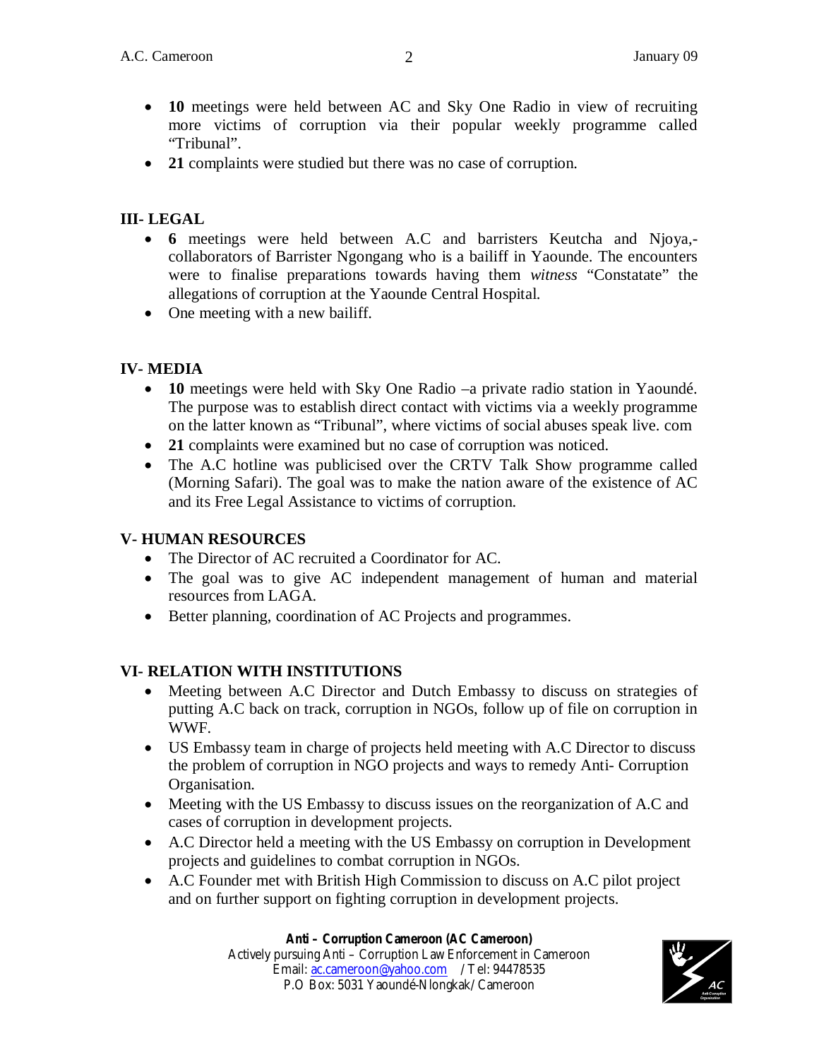- **10** meetings were held between AC and Sky One Radio in view of recruiting more victims of corruption via their popular weekly programme called "Tribunal".
- **21** complaints were studied but there was no case of corruption.

## III- LEGAL

- **6** meetings were held between A.C and barristers Keutcha and Njoya,- collaborators of Barrister Ngongang who is a bailiff in Yaounde. The encounters were to finalise preparations towards having them *witness* "Constatate" the allegations of corruption at the Yaounde Central Hospital.
- One meeting with a new bailiff.

## IV- MEDIA

- **10** meetings were held with Sky One Radio –a private radio station in Yaoundé. The purpose was to establish direct contact with victims via a weekly programme on the latter known as "Tribunal", where victims of social abuses speak live. com
- **21** complaints were examined but no case of corruption was noticed.
- The A.C hotline was publicised over the CRTV Talk Show programme called (Morning Safari). The goal was to make the nation aware of the existence of AC and its Free Legal Assistance to victims of corruption.

## V- HUMAN RESOURCES

- The Director of AC recruited a Coordinator for AC.
- The goal was to give AC independent management of human and material resources from LAGA.
- Better planning, coordination of AC Projects and programmes.

## VI- RELATION WITH INSTITUTIONS

- Meeting between A.C Director and Dutch Embassy to discuss on strategies of putting A.C back on track, corruption in NGOs, follow up of file on corruption in WWF.
- US Embassy team in charge of projects held meeting with A.C Director to discuss the problem of corruption in NGO projects and ways to remedy Anti- Corruption Organisation.
- Meeting with the US Embassy to discuss issues on the reorganization of A.C and cases of corruption in development projects.
- A.C Director held a meeting with the US Embassy on corruption in Development projects and guidelines to combat corruption in NGOs.
- A.C Founder met with British High Commission to discuss on A.C pilot project and on further support on fighting corruption in development projects.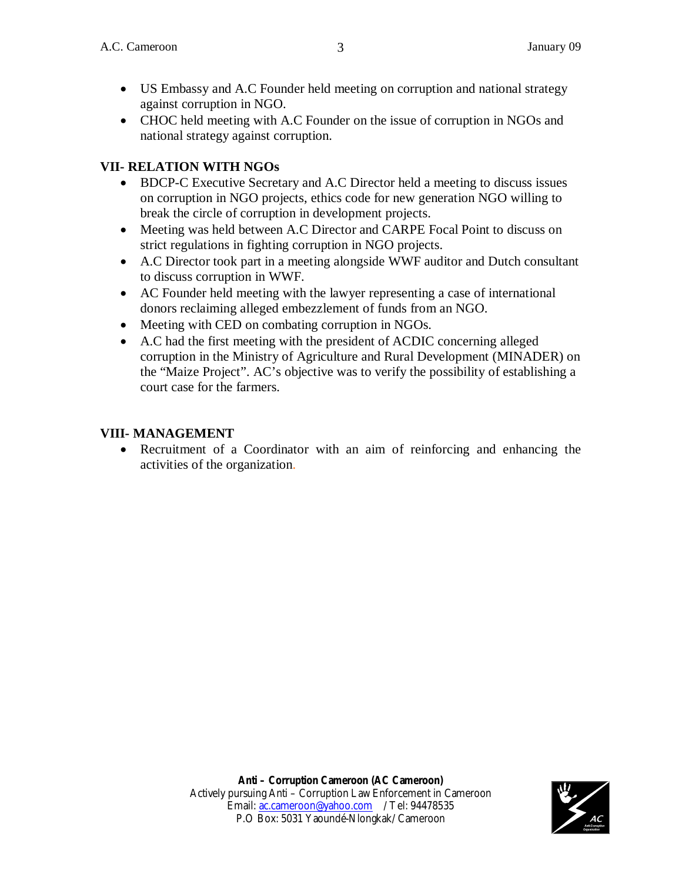- US Embassy and A.C Founder held meeting on corruption and national strategy against corruption in NGO.
- CHOC held meeting with A.C Founder on the issue of corruption in NGOs and national strategy against corruption.

## VII- RELATION WITH NGOs

- BDCP-C Executive Secretary and A.C Director held a meeting to discuss issues on corruption in NGO projects, ethics code for new generation NGO willing to break the circle of corruption in development projects.
- Meeting was held between A.C Director and CARPE Focal Point to discuss on strict regulations in fighting corruption in NGO projects.
- A.C Director took part in a meeting alongside WWF auditor and Dutch consultant to discuss corruption in WWF.
- AC Founder held meeting with the lawyer representing a case of international donors reclaiming alleged embezzlement of funds from an NGO.
- Meeting with CED on combating corruption in NGOs.
- A.C had the first meeting with the president of ACDIC concerning alleged corruption in the Ministry of Agriculture and Rural Development (MINADER) on the "Maize Project". AC's objective was to verify the possibility of establishing a court case for the farmers.

## VIII- MANAGEMENT

- Recruitment of a Coordinator with an aim of reinforcing and enhancing the activities of the organization.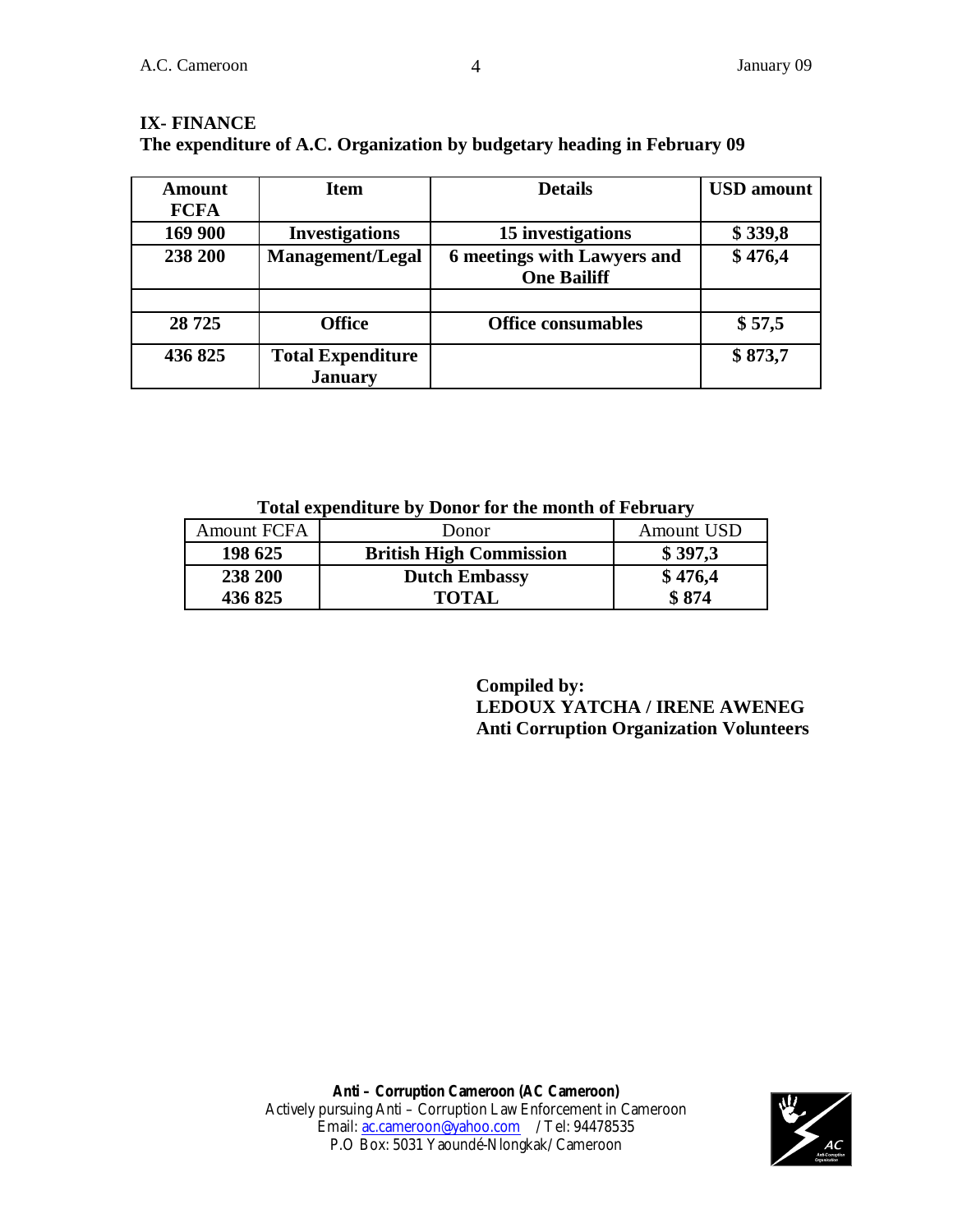## IX- FINANCE

**The expenditure of A.C. Organization by budgetary heading in February 09**

| Amount FCFA | Item | Details | USD amount |
|---|---|---|---|
| **169 900** | **Investigations** | **15 investigations** | **$ 339,8** |
| **238 200** | **Management/Legal** | **6 meetings with Lawyers and One Bailiff** | **$ 476,4** |
| | | | |
| **28 725** | **Office** | **Office consumables** | **$ 57,5** |
| **436 825** | **Total Expenditure January** | | **$ 873,7** |

**Total expenditure by Donor for the month of February**

| Amount FCFA | Donor | Amount USD |
|---|---|---|
| **198 625** | **British High Commission** | **$ 397,3** |
| **238 200**<br>**436 825** | **Dutch Embassy**<br>**TOTAL** | **$ 476,4**<br>**$ 874** |

**Compiled by:**
**LEDOUX YATCHA / IRENE AWENEG**
**Anti Corruption Organization Volunteers**

**Anti – Corruption Cameroon (AC Cameroon)**
Actively pursuing Anti – Corruption Law Enforcement in Cameroon
Email: ac.cameroon@yahoo.com / Tel: 94478535
P.O Box: 5031 Yaoundé-Nlongkak/ Cameroon